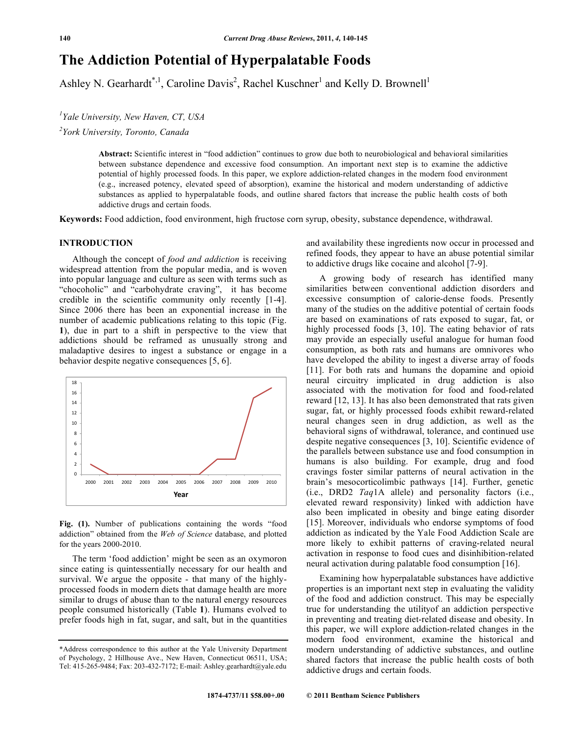# The Addiction Potential of Hyperpalatable Foods

Ashley N. Gearhardt[*,1], Caroline Davis[2], Rachel Kuschner[1] and Kelly D. Brownell[1]

[1]*Yale University, New Haven, CT, USA*

[2]*York University, Toronto, Canada*

**Abstract:** Scientific interest in "food addiction" continues to grow due both to neurobiological and behavioral similarities between substance dependence and excessive food consumption. An important next step is to examine the addictive potential of highly processed foods. In this paper, we explore addiction-related changes in the modern food environment (e.g., increased potency, elevated speed of absorption), examine the historical and modern understanding of addictive substances as applied to hyperpalatable foods, and outline shared factors that increase the public health costs of both addictive drugs and certain foods.

**Keywords:** Food addiction, food environment, high fructose corn syrup, obesity, substance dependence, withdrawal.

## INTRODUCTION

Although the concept of *food and addiction* is receiving widespread attention from the popular media, and is woven into popular language and culture as seen with terms such as "chocoholic" and "carbohydrate craving", it has become credible in the scientific community only recently [1-4]. Since 2006 there has been an exponential increase in the number of academic publications relating to this topic (Fig. **1**), due in part to a shift in perspective to the view that addictions should be reframed as unusually strong and maladaptive desires to ingest a substance or engage in a behavior despite negative consequences [5, 6].

**Fig. (1).** Number of publications containing the words "food addiction" obtained from the *Web of Science* database, and plotted for the years 2000-2010.

The term 'food addiction' might be seen as an oxymoron since eating is quintessentially necessary for our health and survival. We argue the opposite - that many of the highly-processed foods in modern diets that damage health are more similar to drugs of abuse than to the natural energy resources people consumed historically (Table **1**). Humans evolved to prefer foods high in fat, sugar, and salt, but in the quantities and availability these ingredients now occur in processed and refined foods, they appear to have an abuse potential similar to addictive drugs like cocaine and alcohol [7-9].

A growing body of research has identified many similarities between conventional addiction disorders and excessive consumption of calorie-dense foods. Presently many of the studies on the additive potential of certain foods are based on examinations of rats exposed to sugar, fat, or highly processed foods [3, 10]. The eating behavior of rats may provide an especially useful analogue for human food consumption, as both rats and humans are omnivores who have developed the ability to ingest a diverse array of foods [11]. For both rats and humans the dopamine and opioid neural circuitry implicated in drug addiction is also associated with the motivation for food and food-related reward [12, 13]. It has also been demonstrated that rats given sugar, fat, or highly processed foods exhibit reward-related neural changes seen in drug addiction, as well as the behavioral signs of withdrawal, tolerance, and continued use despite negative consequences [3, 10]. Scientific evidence of the parallels between substance use and food consumption in humans is also building. For example, drug and food cravings foster similar patterns of neural activation in the brain's mesocorticolimbic pathways [14]. Further, genetic (i.e., DRD2 *Taq*1A allele) and personality factors (i.e., elevated reward responsivity) linked with addiction have also been implicated in obesity and binge eating disorder [15]. Moreover, individuals who endorse symptoms of food addiction as indicated by the Yale Food Addiction Scale are more likely to exhibit patterns of craving-related neural activation in response to food cues and disinhibition-related neural activation during palatable food consumption [16].

Examining how hyperpalatable substances have addictive properties is an important next step in evaluating the validity of the food and addiction construct. This may be especially true for understanding the utilityof an addiction perspective in preventing and treating diet-related disease and obesity. In this paper, we will explore addiction-related changes in the modern food environment, examine the historical and modern understanding of addictive substances, and outline shared factors that increase the public health costs of both addictive drugs and certain foods.

*Address correspondence to this author at the Yale University Department of Psychology, 2 Hillhouse Ave., New Haven, Connecticut 06511, USA; Tel: 415-265-9484; Fax: 203-432-7172; E-mail: Ashley.gearhardt@yale.edu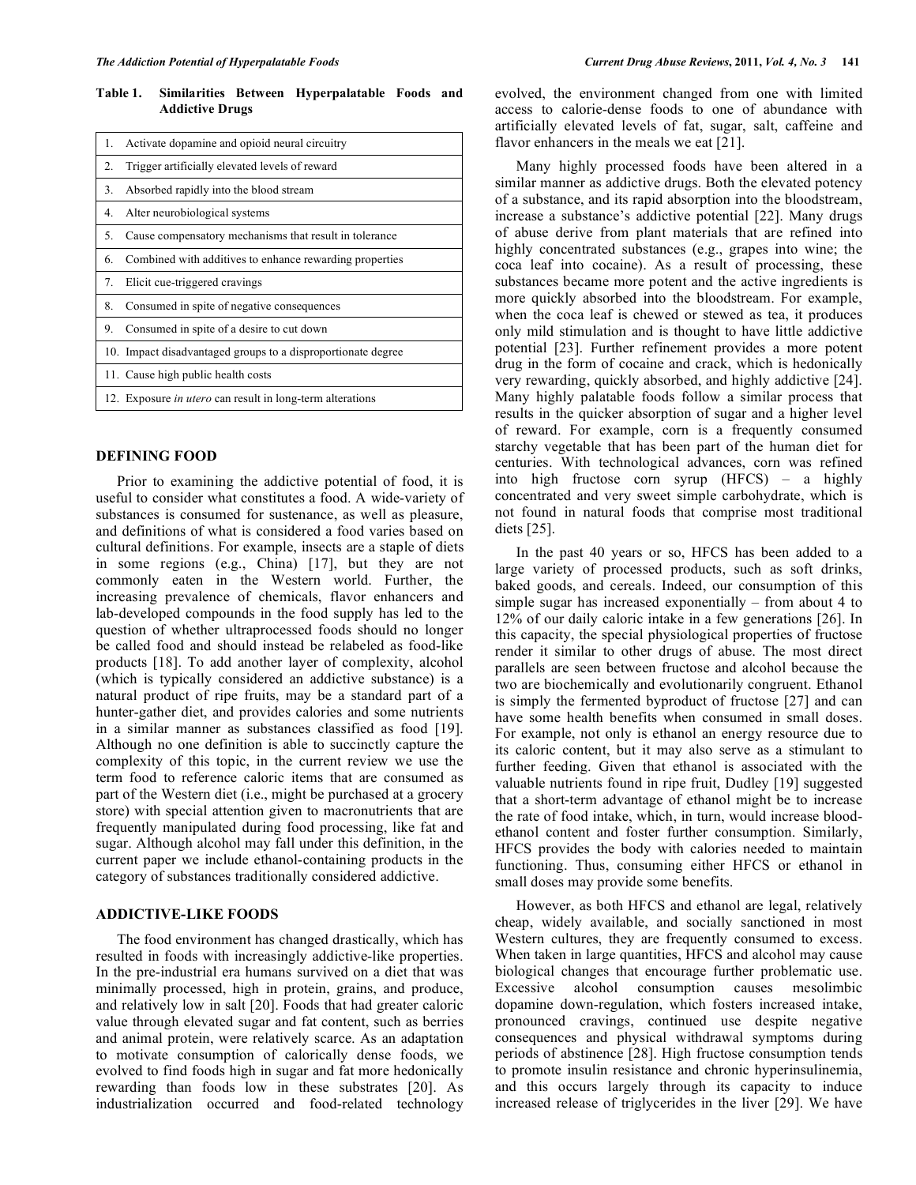**Table 1. Similarities Between Hyperpalatable Foods and Addictive Drugs**

| |
|---|
| 1. Activate dopamine and opioid neural circuitry |
| 2. Trigger artificially elevated levels of reward |
| 3. Absorbed rapidly into the blood stream |
| 4. Alter neurobiological systems |
| 5. Cause compensatory mechanisms that result in tolerance |
| 6. Combined with additives to enhance rewarding properties |
| 7. Elicit cue-triggered cravings |
| 8. Consumed in spite of negative consequences |
| 9. Consumed in spite of a desire to cut down |
| 10. Impact disadvantaged groups to a disproportionate degree |
| 11. Cause high public health costs |
| 12. Exposure *in utero* can result in long-term alterations |

## DEFINING FOOD

Prior to examining the addictive potential of food, it is useful to consider what constitutes a food. A wide-variety of substances is consumed for sustenance, as well as pleasure, and definitions of what is considered a food varies based on cultural definitions. For example, insects are a staple of diets in some regions (e.g., China) [17], but they are not commonly eaten in the Western world. Further, the increasing prevalence of chemicals, flavor enhancers and lab-developed compounds in the food supply has led to the question of whether ultraprocessed foods should no longer be called food and should instead be relabeled as food-like products [18]. To add another layer of complexity, alcohol (which is typically considered an addictive substance) is a natural product of ripe fruits, may be a standard part of a hunter-gather diet, and provides calories and some nutrients in a similar manner as substances classified as food [19]. Although no one definition is able to succinctly capture the complexity of this topic, in the current review we use the term food to reference caloric items that are consumed as part of the Western diet (i.e., might be purchased at a grocery store) with special attention given to macronutrients that are frequently manipulated during food processing, like fat and sugar. Although alcohol may fall under this definition, in the current paper we include ethanol-containing products in the category of substances traditionally considered addictive.

## ADDICTIVE-LIKE FOODS

The food environment has changed drastically, which has resulted in foods with increasingly addictive-like properties. In the pre-industrial era humans survived on a diet that was minimally processed, high in protein, grains, and produce, and relatively low in salt [20]. Foods that had greater caloric value through elevated sugar and fat content, such as berries and animal protein, were relatively scarce. As an adaptation to motivate consumption of calorically dense foods, we evolved to find foods high in sugar and fat more hedonically rewarding than foods low in these substrates [20]. As industrialization occurred and food-related technology evolved, the environment changed from one with limited access to calorie-dense foods to one of abundance with artificially elevated levels of fat, sugar, salt, caffeine and flavor enhancers in the meals we eat [21].

Many highly processed foods have been altered in a similar manner as addictive drugs. Both the elevated potency of a substance, and its rapid absorption into the bloodstream, increase a substance's addictive potential [22]. Many drugs of abuse derive from plant materials that are refined into highly concentrated substances (e.g., grapes into wine; the coca leaf into cocaine). As a result of processing, these substances became more potent and the active ingredients is more quickly absorbed into the bloodstream. For example, when the coca leaf is chewed or stewed as tea, it produces only mild stimulation and is thought to have little addictive potential [23]. Further refinement provides a more potent drug in the form of cocaine and crack, which is hedonically very rewarding, quickly absorbed, and highly addictive [24]. Many highly palatable foods follow a similar process that results in the quicker absorption of sugar and a higher level of reward. For example, corn is a frequently consumed starchy vegetable that has been part of the human diet for centuries. With technological advances, corn was refined into high fructose corn syrup (HFCS) – a highly concentrated and very sweet simple carbohydrate, which is not found in natural foods that comprise most traditional diets [25].

In the past 40 years or so, HFCS has been added to a large variety of processed products, such as soft drinks, baked goods, and cereals. Indeed, our consumption of this simple sugar has increased exponentially – from about 4 to 12% of our daily caloric intake in a few generations [26]. In this capacity, the special physiological properties of fructose render it similar to other drugs of abuse. The most direct parallels are seen between fructose and alcohol because the two are biochemically and evolutionarily congruent. Ethanol is simply the fermented byproduct of fructose [27] and can have some health benefits when consumed in small doses. For example, not only is ethanol an energy resource due to its caloric content, but it may also serve as a stimulant to further feeding. Given that ethanol is associated with the valuable nutrients found in ripe fruit, Dudley [19] suggested that a short-term advantage of ethanol might be to increase the rate of food intake, which, in turn, would increase blood-ethanol content and foster further consumption. Similarly, HFCS provides the body with calories needed to maintain functioning. Thus, consuming either HFCS or ethanol in small doses may provide some benefits.

However, as both HFCS and ethanol are legal, relatively cheap, widely available, and socially sanctioned in most Western cultures, they are frequently consumed to excess. When taken in large quantities, HFCS and alcohol may cause biological changes that encourage further problematic use. Excessive alcohol consumption causes mesolimbic dopamine down-regulation, which fosters increased intake, pronounced cravings, continued use despite negative consequences and physical withdrawal symptoms during periods of abstinence [28]. High fructose consumption tends to promote insulin resistance and chronic hyperinsulinemia, and this occurs largely through its capacity to induce increased release of triglycerides in the liver [29]. We have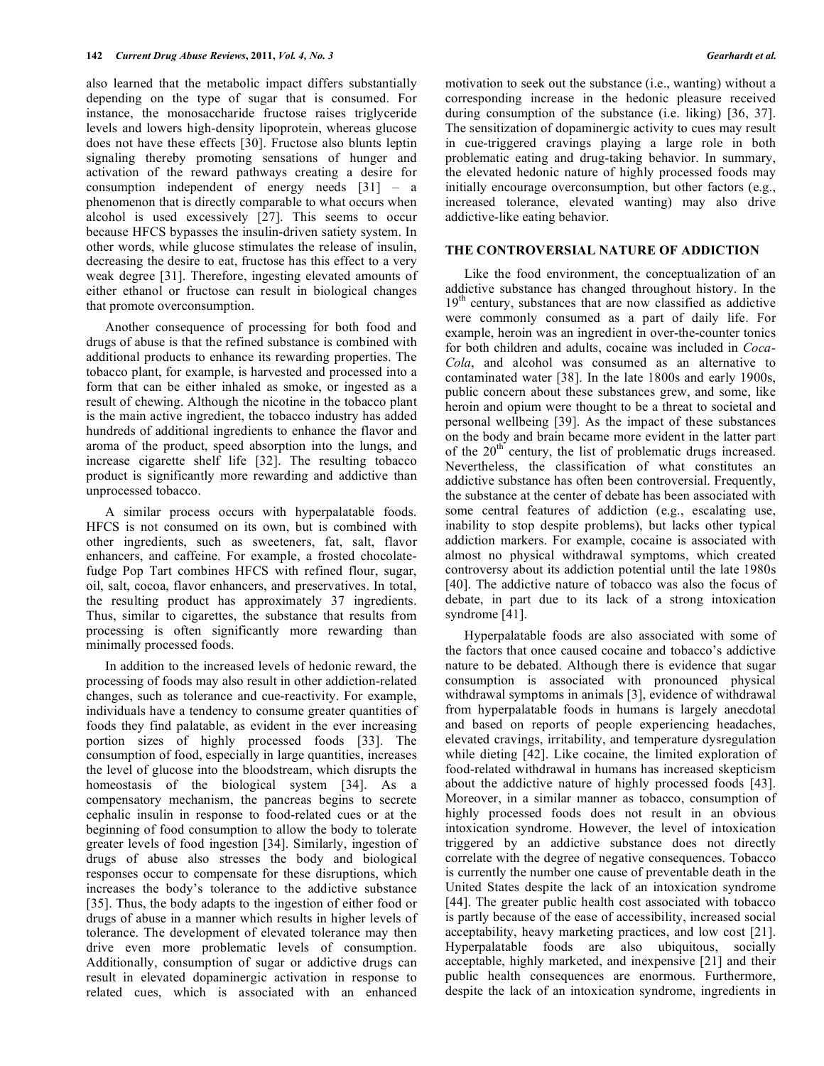also learned that the metabolic impact differs substantially depending on the type of sugar that is consumed. For instance, the monosaccharide fructose raises triglyceride levels and lowers high-density lipoprotein, whereas glucose does not have these effects [30]. Fructose also blunts leptin signaling thereby promoting sensations of hunger and activation of the reward pathways creating a desire for consumption independent of energy needs [31] – a phenomenon that is directly comparable to what occurs when alcohol is used excessively [27]. This seems to occur because HFCS bypasses the insulin-driven satiety system. In other words, while glucose stimulates the release of insulin, decreasing the desire to eat, fructose has this effect to a very weak degree [31]. Therefore, ingesting elevated amounts of either ethanol or fructose can result in biological changes that promote overconsumption.

Another consequence of processing for both food and drugs of abuse is that the refined substance is combined with additional products to enhance its rewarding properties. The tobacco plant, for example, is harvested and processed into a form that can be either inhaled as smoke, or ingested as a result of chewing. Although the nicotine in the tobacco plant is the main active ingredient, the tobacco industry has added hundreds of additional ingredients to enhance the flavor and aroma of the product, speed absorption into the lungs, and increase cigarette shelf life [32]. The resulting tobacco product is significantly more rewarding and addictive than unprocessed tobacco.

A similar process occurs with hyperpalatable foods. HFCS is not consumed on its own, but is combined with other ingredients, such as sweeteners, fat, salt, flavor enhancers, and caffeine. For example, a frosted chocolate-fudge Pop Tart combines HFCS with refined flour, sugar, oil, salt, cocoa, flavor enhancers, and preservatives. In total, the resulting product has approximately 37 ingredients. Thus, similar to cigarettes, the substance that results from processing is often significantly more rewarding than minimally processed foods.

In addition to the increased levels of hedonic reward, the processing of foods may also result in other addiction-related changes, such as tolerance and cue-reactivity. For example, individuals have a tendency to consume greater quantities of foods they find palatable, as evident in the ever increasing portion sizes of highly processed foods [33]. The consumption of food, especially in large quantities, increases the level of glucose into the bloodstream, which disrupts the homeostasis of the biological system [34]. As a compensatory mechanism, the pancreas begins to secrete cephalic insulin in response to food-related cues or at the beginning of food consumption to allow the body to tolerate greater levels of food ingestion [34]. Similarly, ingestion of drugs of abuse also stresses the body and biological responses occur to compensate for these disruptions, which increases the body's tolerance to the addictive substance [35]. Thus, the body adapts to the ingestion of either food or drugs of abuse in a manner which results in higher levels of tolerance. The development of elevated tolerance may then drive even more problematic levels of consumption. Additionally, consumption of sugar or addictive drugs can result in elevated dopaminergic activation in response to related cues, which is associated with an enhanced motivation to seek out the substance (i.e., wanting) without a corresponding increase in the hedonic pleasure received during consumption of the substance (i.e. liking) [36, 37]. The sensitization of dopaminergic activity to cues may result in cue-triggered cravings playing a large role in both problematic eating and drug-taking behavior. In summary, the elevated hedonic nature of highly processed foods may initially encourage overconsumption, but other factors (e.g., increased tolerance, elevated wanting) may also drive addictive-like eating behavior.

## THE CONTROVERSIAL NATURE OF ADDICTION

Like the food environment, the conceptualization of an addictive substance has changed throughout history. In the 19th century, substances that are now classified as addictive were commonly consumed as a part of daily life. For example, heroin was an ingredient in over-the-counter tonics for both children and adults, cocaine was included in *Coca-Cola*, and alcohol was consumed as an alternative to contaminated water [38]. In the late 1800s and early 1900s, public concern about these substances grew, and some, like heroin and opium were thought to be a threat to societal and personal wellbeing [39]. As the impact of these substances on the body and brain became more evident in the latter part of the 20th century, the list of problematic drugs increased. Nevertheless, the classification of what constitutes an addictive substance has often been controversial. Frequently, the substance at the center of debate has been associated with some central features of addiction (e.g., escalating use, inability to stop despite problems), but lacks other typical addiction markers. For example, cocaine is associated with almost no physical withdrawal symptoms, which created controversy about its addiction potential until the late 1980s [40]. The addictive nature of tobacco was also the focus of debate, in part due to its lack of a strong intoxication syndrome [41].

Hyperpalatable foods are also associated with some of the factors that once caused cocaine and tobacco's addictive nature to be debated. Although there is evidence that sugar consumption is associated with pronounced physical withdrawal symptoms in animals [3], evidence of withdrawal from hyperpalatable foods in humans is largely anecdotal and based on reports of people experiencing headaches, elevated cravings, irritability, and temperature dysregulation while dieting [42]. Like cocaine, the limited exploration of food-related withdrawal in humans has increased skepticism about the addictive nature of highly processed foods [43]. Moreover, in a similar manner as tobacco, consumption of highly processed foods does not result in an obvious intoxication syndrome. However, the level of intoxication triggered by an addictive substance does not directly correlate with the degree of negative consequences. Tobacco is currently the number one cause of preventable death in the United States despite the lack of an intoxication syndrome [44]. The greater public health cost associated with tobacco is partly because of the ease of accessibility, increased social acceptability, heavy marketing practices, and low cost [21]. Hyperpalatable foods are also ubiquitous, socially acceptable, highly marketed, and inexpensive [21] and their public health consequences are enormous. Furthermore, despite the lack of an intoxication syndrome, ingredients in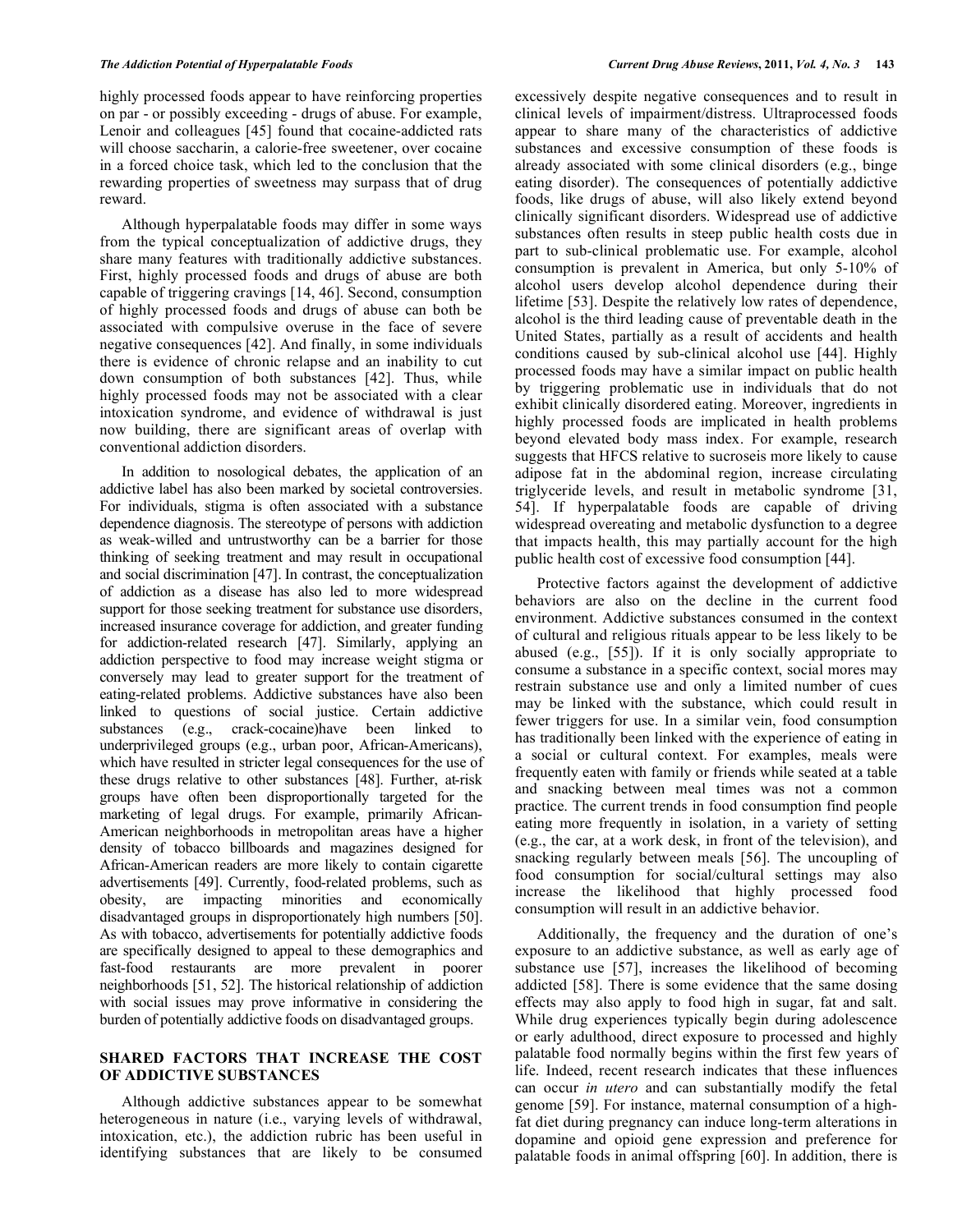highly processed foods appear to have reinforcing properties on par - or possibly exceeding - drugs of abuse. For example, Lenoir and colleagues [45] found that cocaine-addicted rats will choose saccharin, a calorie-free sweetener, over cocaine in a forced choice task, which led to the conclusion that the rewarding properties of sweetness may surpass that of drug reward.

Although hyperpalatable foods may differ in some ways from the typical conceptualization of addictive drugs, they share many features with traditionally addictive substances. First, highly processed foods and drugs of abuse are both capable of triggering cravings [14, 46]. Second, consumption of highly processed foods and drugs of abuse can both be associated with compulsive overuse in the face of severe negative consequences [42]. And finally, in some individuals there is evidence of chronic relapse and an inability to cut down consumption of both substances [42]. Thus, while highly processed foods may not be associated with a clear intoxication syndrome, and evidence of withdrawal is just now building, there are significant areas of overlap with conventional addiction disorders.

In addition to nosological debates, the application of an addictive label has also been marked by societal controversies. For individuals, stigma is often associated with a substance dependence diagnosis. The stereotype of persons with addiction as weak-willed and untrustworthy can be a barrier for those thinking of seeking treatment and may result in occupational and social discrimination [47]. In contrast, the conceptualization of addiction as a disease has also led to more widespread support for those seeking treatment for substance use disorders, increased insurance coverage for addiction, and greater funding for addiction-related research [47]. Similarly, applying an addiction perspective to food may increase weight stigma or conversely may lead to greater support for the treatment of eating-related problems. Addictive substances have also been linked to questions of social justice. Certain addictive substances (e.g., crack-cocaine)have been linked to underprivileged groups (e.g., urban poor, African-Americans), which have resulted in stricter legal consequences for the use of these drugs relative to other substances [48]. Further, at-risk groups have often been disproportionally targeted for the marketing of legal drugs. For example, primarily African-American neighborhoods in metropolitan areas have a higher density of tobacco billboards and magazines designed for African-American readers are more likely to contain cigarette advertisements [49]. Currently, food-related problems, such as obesity, are impacting minorities and economically disadvantaged groups in disproportionately high numbers [50]. As with tobacco, advertisements for potentially addictive foods are specifically designed to appeal to these demographics and fast-food restaurants are more prevalent in poorer neighborhoods [51, 52]. The historical relationship of addiction with social issues may prove informative in considering the burden of potentially addictive foods on disadvantaged groups.

## SHARED FACTORS THAT INCREASE THE COST OF ADDICTIVE SUBSTANCES

Although addictive substances appear to be somewhat heterogeneous in nature (i.e., varying levels of withdrawal, intoxication, etc.), the addiction rubric has been useful in identifying substances that are likely to be consumed excessively despite negative consequences and to result in clinical levels of impairment/distress. Ultraprocessed foods appear to share many of the characteristics of addictive substances and excessive consumption of these foods is already associated with some clinical disorders (e.g., binge eating disorder). The consequences of potentially addictive foods, like drugs of abuse, will also likely extend beyond clinically significant disorders. Widespread use of addictive substances often results in steep public health costs due in part to sub-clinical problematic use. For example, alcohol consumption is prevalent in America, but only 5-10% of alcohol users develop alcohol dependence during their lifetime [53]. Despite the relatively low rates of dependence, alcohol is the third leading cause of preventable death in the United States, partially as a result of accidents and health conditions caused by sub-clinical alcohol use [44]. Highly processed foods may have a similar impact on public health by triggering problematic use in individuals that do not exhibit clinically disordered eating. Moreover, ingredients in highly processed foods are implicated in health problems beyond elevated body mass index. For example, research suggests that HFCS relative to sucroseis more likely to cause adipose fat in the abdominal region, increase circulating triglyceride levels, and result in metabolic syndrome [31, 54]. If hyperpalatable foods are capable of driving widespread overeating and metabolic dysfunction to a degree that impacts health, this may partially account for the high public health cost of excessive food consumption [44].

Protective factors against the development of addictive behaviors are also on the decline in the current food environment. Addictive substances consumed in the context of cultural and religious rituals appear to be less likely to be abused (e.g., [55]). If it is only socially appropriate to consume a substance in a specific context, social mores may restrain substance use and only a limited number of cues may be linked with the substance, which could result in fewer triggers for use. In a similar vein, food consumption has traditionally been linked with the experience of eating in a social or cultural context. For examples, meals were frequently eaten with family or friends while seated at a table and snacking between meal times was not a common practice. The current trends in food consumption find people eating more frequently in isolation, in a variety of setting (e.g., the car, at a work desk, in front of the television), and snacking regularly between meals [56]. The uncoupling of food consumption for social/cultural settings may also increase the likelihood that highly processed food consumption will result in an addictive behavior.

Additionally, the frequency and the duration of one's exposure to an addictive substance, as well as early age of substance use [57], increases the likelihood of becoming addicted [58]. There is some evidence that the same dosing effects may also apply to food high in sugar, fat and salt. While drug experiences typically begin during adolescence or early adulthood, direct exposure to processed and highly palatable food normally begins within the first few years of life. Indeed, recent research indicates that these influences can occur *in utero* and can substantially modify the fetal genome [59]. For instance, maternal consumption of a high-fat diet during pregnancy can induce long-term alterations in dopamine and opioid gene expression and preference for palatable foods in animal offspring [60]. In addition, there is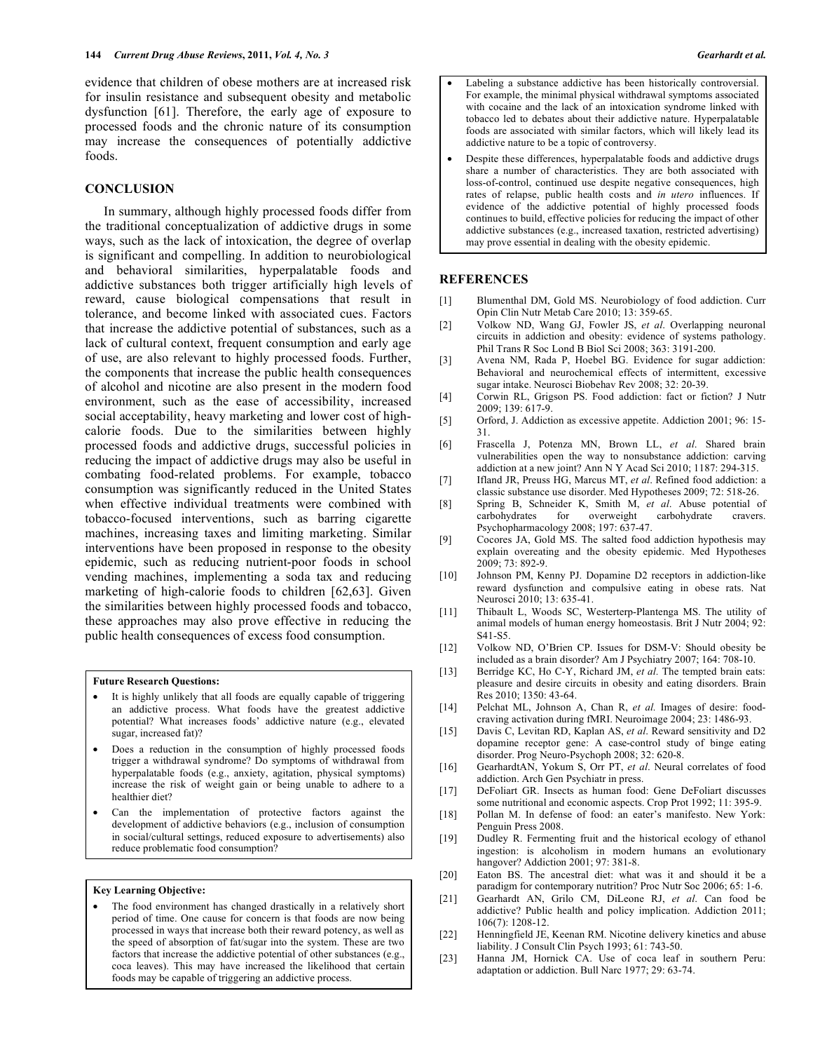evidence that children of obese mothers are at increased risk for insulin resistance and subsequent obesity and metabolic dysfunction [61]. Therefore, the early age of exposure to processed foods and the chronic nature of its consumption may increase the consequences of potentially addictive foods.

## CONCLUSION

In summary, although highly processed foods differ from the traditional conceptualization of addictive drugs in some ways, such as the lack of intoxication, the degree of overlap is significant and compelling. In addition to neurobiological and behavioral similarities, hyperpalatable foods and addictive substances both trigger artificially high levels of reward, cause biological compensations that result in tolerance, and become linked with associated cues. Factors that increase the addictive potential of substances, such as a lack of cultural context, frequent consumption and early age of use, are also relevant to highly processed foods. Further, the components that increase the public health consequences of alcohol and nicotine are also present in the modern food environment, such as the ease of accessibility, increased social acceptability, heavy marketing and lower cost of high-calorie foods. Due to the similarities between highly processed foods and addictive drugs, successful policies in reducing the impact of addictive drugs may also be useful in combating food-related problems. For example, tobacco consumption was significantly reduced in the United States when effective individual treatments were combined with tobacco-focused interventions, such as barring cigarette machines, increasing taxes and limiting marketing. Similar interventions have been proposed in response to the obesity epidemic, such as reducing nutrient-poor foods in school vending machines, implementing a soda tax and reducing marketing of high-calorie foods to children [62,63]. Given the similarities between highly processed foods and tobacco, these approaches may also prove effective in reducing the public health consequences of excess food consumption.

**Future Research Questions:**

- It is highly unlikely that all foods are equally capable of triggering an addictive process. What foods have the greatest addictive potential? What increases foods' addictive nature (e.g., elevated sugar, increased fat)?
- Does a reduction in the consumption of highly processed foods trigger a withdrawal syndrome? Do symptoms of withdrawal from hyperpalatable foods (e.g., anxiety, agitation, physical symptoms) increase the risk of weight gain or being unable to adhere to a healthier diet?
- Can the implementation of protective factors against the development of addictive behaviors (e.g., inclusion of consumption in social/cultural settings, reduced exposure to advertisements) also reduce problematic food consumption?

**Key Learning Objective:**

- The food environment has changed drastically in a relatively short period of time. One cause for concern is that foods are now being processed in ways that increase both their reward potency, as well as the speed of absorption of fat/sugar into the system. These are two factors that increase the addictive potential of other substances (e.g., coca leaves). This may have increased the likelihood that certain foods may be capable of triggering an addictive process.
- Labeling a substance addictive has been historically controversial. For example, the minimal physical withdrawal symptoms associated with cocaine and the lack of an intoxication syndrome linked with tobacco led to debates about their addictive nature. Hyperpalatable foods are associated with similar factors, which will likely lead its addictive nature to be a topic of controversy.
- Despite these differences, hyperpalatable foods and addictive drugs share a number of characteristics. They are both associated with loss-of-control, continued use despite negative consequences, high rates of relapse, public health costs and *in utero* influences. If evidence of the addictive potential of highly processed foods continues to build, effective policies for reducing the impact of other addictive substances (e.g., increased taxation, restricted advertising) may prove essential in dealing with the obesity epidemic.

## REFERENCES

[1] Blumenthal DM, Gold MS. Neurobiology of food addiction. Curr Opin Clin Nutr Metab Care 2010; 13: 359-65.

[2] Volkow ND, Wang GJ, Fowler JS, *et al*. Overlapping neuronal circuits in addiction and obesity: evidence of systems pathology. Phil Trans R Soc Lond B Biol Sci 2008; 363: 3191-200.

[3] Avena NM, Rada P, Hoebel BG. Evidence for sugar addiction: Behavioral and neurochemical effects of intermittent, excessive sugar intake. Neurosci Biobehav Rev 2008; 32: 20-39.

[4] Corwin RL, Grigson PS. Food addiction: fact or fiction? J Nutr 2009; 139: 617-9.

[5] Orford, J. Addiction as excessive appetite. Addiction 2001; 96: 15-31.

[6] Frascella J, Potenza MN, Brown LL, *et al*. Shared brain vulnerabilities open the way to nonsubstance addiction: carving addiction at a new joint? Ann N Y Acad Sci 2010; 1187: 294-315.

[7] Ifland JR, Preuss HG, Marcus MT, *et al*. Refined food addiction: a classic substance use disorder. Med Hypotheses 2009; 72: 518-26.

[8] Spring B, Schneider K, Smith M, *et al*. Abuse potential of carbohydrates for overweight carbohydrate cravers. Psychopharmacology 2008; 197: 637-47.

[9] Cocores JA, Gold MS. The salted food addiction hypothesis may explain overeating and the obesity epidemic. Med Hypotheses 2009; 73: 892-9.

[10] Johnson PM, Kenny PJ. Dopamine D2 receptors in addiction-like reward dysfunction and compulsive eating in obese rats. Nat Neurosci 2010; 13: 635-41.

[11] Thibault L, Woods SC, Westerterp-Plantenga MS. The utility of animal models of human energy homeostasis. Brit J Nutr 2004; 92: S41-S5.

[12] Volkow ND, O'Brien CP. Issues for DSM-V: Should obesity be included as a brain disorder? Am J Psychiatry 2007; 164: 708-10.

[13] Berridge KC, Ho C-Y, Richard JM, *et al.* The tempted brain eats: pleasure and desire circuits in obesity and eating disorders. Brain Res 2010; 1350: 43-64.

[14] Pelchat ML, Johnson A, Chan R, *et al.* Images of desire: food-craving activation during fMRI. Neuroimage 2004; 23: 1486-93.

[15] Davis C, Levitan RD, Kaplan AS, *et al*. Reward sensitivity and D2 dopamine receptor gene: A case-control study of binge eating disorder. Prog Neuro-Psychoph 2008; 32: 620-8.

[16] GearhardtAN, Yokum S, Orr PT, *et al*. Neural correlates of food addiction. Arch Gen Psychiatr in press.

[17] DeFoliart GR. Insects as human food: Gene DeFoliart discusses some nutritional and economic aspects. Crop Prot 1992; 11: 395-9.

[18] Pollan M. In defense of food: an eater's manifesto. New York: Penguin Press 2008.

[19] Dudley R. Fermenting fruit and the historical ecology of ethanol ingestion: is alcoholism in modern humans an evolutionary hangover? Addiction 2001; 97: 381-8.

[20] Eaton BS. The ancestral diet: what was it and should it be a paradigm for contemporary nutrition? Proc Nutr Soc 2006; 65: 1-6.

[21] Gearhardt AN, Grilo CM, DiLeone RJ, *et al*. Can food be addictive? Public health and policy implication. Addiction 2011; 106(7): 1208-12.

[22] Henningfield JE, Keenan RM. Nicotine delivery kinetics and abuse liability. J Consult Clin Psych 1993; 61: 743-50.

[23] Hanna JM, Hornick CA. Use of coca leaf in southern Peru: adaptation or addiction. Bull Narc 1977; 29: 63-74.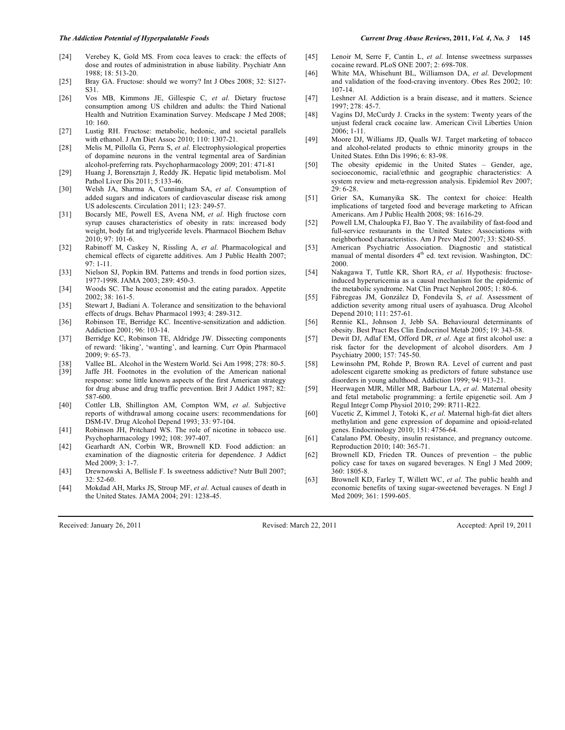[24] Verebey K, Gold MS. From coca leaves to crack: the effects of dose and routes of administration in abuse liability. Psychiatr Ann 1988; 18: 513-20.

[25] Bray GA. Fructose: should we worry? Int J Obes 2008; 32: S127-S31.

[26] Vos MB, Kimmons JE, Gillespie C, *et al*. Dietary fructose consumption among US children and adults: the Third National Health and Nutrition Examination Survey. Medscape J Med 2008; 10: 160.

[27] Lustig RH. Fructose: metabolic, hedonic, and societal parallels with ethanol. J Am Diet Assoc 2010; 110: 1307-21.

[28] Melis M, Pillolla G, Perra S, *et al*. Electrophysiological properties of dopamine neurons in the ventral tegmental area of Sardinian alcohol-preferring rats. Psychopharmacology 2009; 201: 471-81

[29] Huang J, Borensztajn J, Reddy JK. Hepatic lipid metabolism. Mol Pathol Liver Dis 2011; 5:133-46.

[30] Welsh JA, Sharma A, Cunningham SA, *et al*. Consumption of added sugars and indicators of cardiovascular disease risk among US adolescents. Circulation 2011; 123: 249-57.

[31] Bocarsly ME, Powell ES, Avena NM, *et al*. High fructose corn syrup causes characteristics of obesity in rats: increased body weight, body fat and triglyceride levels. Pharmacol Biochem Behav 2010; 97: 101-6.

[32] Rabinoff M, Caskey N, Rissling A, *et al*. Pharmacological and chemical effects of cigarette additives. Am J Public Health 2007; 97: 1-11.

[33] Nielson SJ, Popkin BM. Patterns and trends in food portion sizes, 1977-1998. JAMA 2003; 289: 450-3.

[34] Woods SC. The house economist and the eating paradox. Appetite 2002; 38: 161-5.

[35] Stewart J, Badiani A. Tolerance and sensitization to the behavioral effects of drugs. Behav Pharmacol 1993; 4: 289-312.

[36] Robinson TE, Berridge KC. Incentive-sensitization and addiction. Addiction 2001; 96: 103-14.

[37] Berridge KC, Robinson TE, Aldridge JW. Dissecting components of reward: 'liking', 'wanting', and learning. Curr Opin Pharmacol 2009; 9: 65-73.

[38] Vallee BL. Alcohol in the Western World. Sci Am 1998; 278: 80-5.

[39] Jaffe JH. Footnotes in the evolution of the American national response: some little known aspects of the first American strategy for drug abuse and drug traffic prevention. Brit J Addict 1987; 82: 587-600.

[40] Cottler LB, Shillington AM, Compton WM, *et al*. Subjective reports of withdrawal among cocaine users: recommendations for DSM-IV. Drug Alcohol Depend 1993; 33: 97-104.

[41] Robinson JH, Pritchard WS. The role of nicotine in tobacco use. Psychopharmacology 1992; 108: 397-407.

[42] Gearhardt AN, Corbin WR, Brownell KD. Food addiction: an examination of the diagnostic criteria for dependence. J Addict Med 2009; 3: 1-7.

[43] Drewnowski A, Bellisle F. Is sweetness addictive? Nutr Bull 2007; 32: 52-60.

[44] Mokdad AH, Marks JS, Stroup MF, *et al*. Actual causes of death in the United States. JAMA 2004; 291: 1238-45.

[45] Lenoir M, Serre F, Cantin L, *et al*. Intense sweetness surpasses cocaine reward. PLoS ONE 2007; 2: 698-708.

[46] White MA, Whisehunt BL, Williamson DA, *et al*. Development and validation of the food-craving inventory. Obes Res 2002; 10: 107-14.

[47] Leshner AI. Addiction is a brain disease, and it matters. Science 1997; 278: 45-7.

[48] Vagins DJ, McCurdy J. Cracks in the system: Twenty years of the unjust federal crack cocaine law. American Civil Liberties Union 2006; 1-11.

[49] Moore DJ, Williams JD, Qualls WJ. Target marketing of tobacco and alcohol-related products to ethnic minority groups in the United States. Ethn Dis 1996; 6: 83-98.

[50] The obesity epidemic in the United States – Gender, age, socioeconomic, racial/ethnic and geographic characteristics: A system review and meta-regression analysis. Epidemiol Rev 2007; 29: 6-28.

[51] Grier SA, Kumanyika SK. The context for choice: Health implications of targeted food and beverage marketing to African Americans. Am J Public Health 2008; 98: 1616-29.

[52] Powell LM, Chaloupka FJ, Bao Y. The availability of fast-food and full-service restaurants in the United States: Associations with neighborhood characteristics. Am J Prev Med 2007; 33: S240-S5.

[53] American Psychiatric Association. Diagnostic and statistical manual of mental disorders 4th ed. text revision. Washington, DC: 2000.

[54] Nakagawa T, Tuttle KR, Short RA, *et al*. Hypothesis: fructose-induced hyperuricemia as a causal mechanism for the epidemic of the metabolic syndrome. Nat Clin Pract Nephrol 2005; 1: 80-6.

[55] Fábregeas JM, González D, Fondevila S, *et al.* Assessment of addiction severity among ritual users of ayahuasca. Drug Alcohol Depend 2010; 111: 257-61.

[56] Rennie KL, Johnson J, Jebb SA. Behavioural determinants of obesity. Best Pract Res Clin Endocrinol Metab 2005; 19: 343-58.

[57] Dewit DJ, Adlaf EM, Offord DR, *et al*. Age at first alcohol use: a risk factor for the development of alcohol disorders. Am J Psychiatry 2000; 157: 745-50.

[58] Lewinsohn PM, Rohde P, Brown RA. Level of current and past adolescent cigarette smoking as predictors of future substance use disorders in young adulthood. Addiction 1999; 94: 913-21.

[59] Heerwagen MJR, Miller MR, Barbour LA, *et al*. Maternal obesity and fetal metabolic programming: a fertile epigenetic soil. Am J Regul Integr Comp Physiol 2010; 299: R711-R22.

[60] Vucetic Z, Kimmel J, Totoki K, *et al*. Maternal high-fat diet alters methylation and gene expression of dopamine and opioid-related genes. Endocrinology 2010; 151: 4756-64.

[61] Catalano PM. Obesity, insulin resistance, and pregnancy outcome. Reproduction 2010; 140: 365-71.

[62] Brownell KD, Frieden TR. Ounces of prevention – the public policy case for taxes on sugared beverages. N Engl J Med 2009; 360: 1805-8.

[63] Brownell KD, Farley T, Willett WC, *et al*. The public health and economic benefits of taxing sugar-sweetened beverages. N Engl J Med 2009; 361: 1599-605.

Received: January 26, 2011 Revised: March 22, 2011 Accepted: April 19, 2011